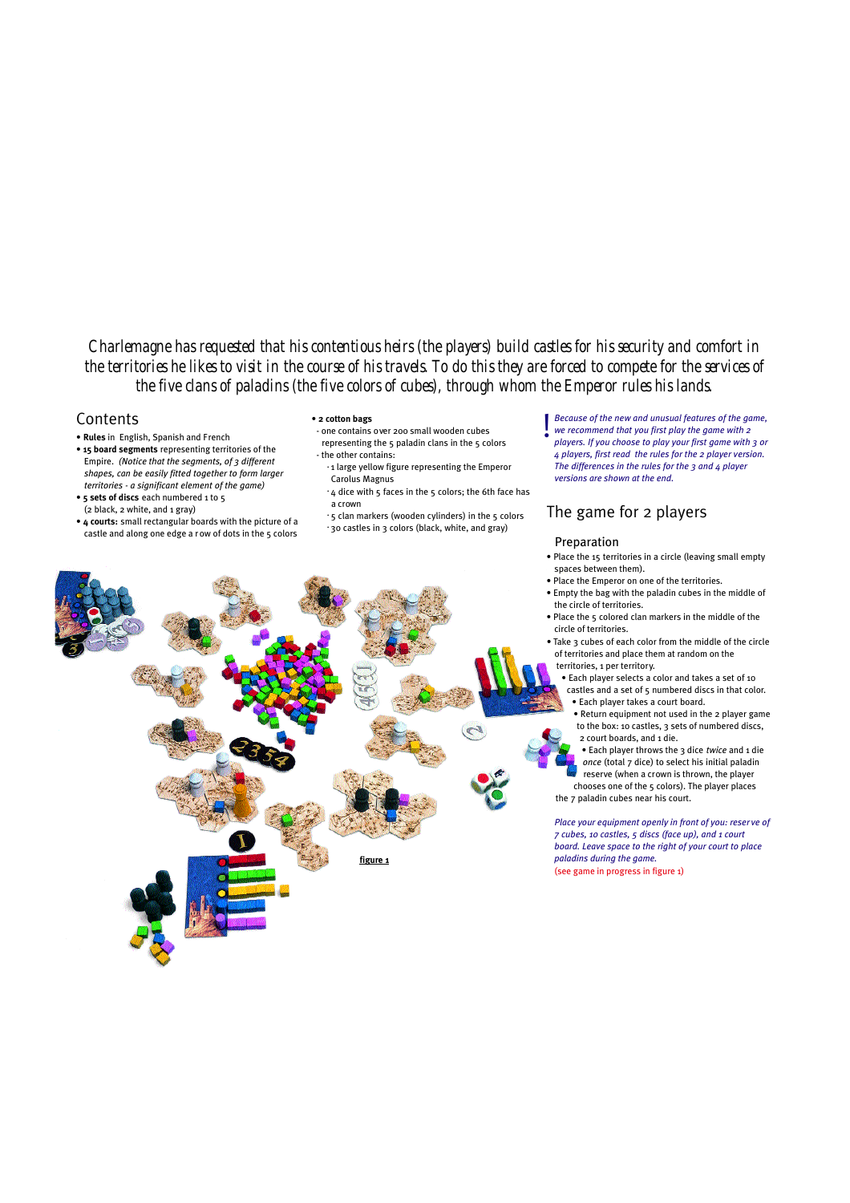*Charlemagne has requested that his contentious heirs (the players) build castles for his security and comfort in the territories he likes to visit in the course of his travels. To do this they are forced to compete for the services of the five clans of paladins (the five colors of cubes), through whom the Emperor rules his lands.*

## Contents

- **Rules** in English, Spanish and French
- **15 board segments** representing territories of the Empire. *(Notice that the segments, of 3 different shapes, can be easily fitted together to form larger territories - a significant element of the game)*
- **5 sets of discs** each numbered 1 to 5 (2 black, 2 white, and 1 gray)
- **4 courts:** small rectangular boards with the picture of a castle and along one edge a row of dots in the 5 colors
- **2 cotton bags**
  - one contains over 200 small wooden cubes representing the 5 paladin clans in the 5 colors
  - the other contains:
    - 1 large yellow figure representing the Emperor Carolus Magnus
    - 4 dice with 5 faces in the 5 colors; the 6th face has a crown
    - 5 clan markers (wooden cylinders) in the 5 colors
    - 30 castles in 3 colors (black, white, and gray)

**!** *Because of the new and unusual features of the game, we recommend that you first play the game with 2 players. If you choose to play your first game with 3 or 4 players, first read the rules for the 2 player version. The differences in the rules for the 3 and 4 player versions are shown at the end.*

## The game for 2 players

### Preparation

- Place the 15 territories in a circle (leaving small empty spaces between them).
- Place the Emperor on one of the territories.
- Empty the bag with the paladin cubes in the middle of the circle of territories.
- Place the 5 colored clan markers in the middle of the circle of territories.
- Take 3 cubes of each color from the middle of the circle of territories and place them at random on the territories, 1 per territory.
  - Each player selects a color and takes a set of 10 castles and a set of 5 numbered discs in that color.
  - Each player takes a court board.
  - Return equipment not used in the 2 player game to the box: 10 castles, 3 sets of numbered discs, 2 court boards, and 1 die.
  - Each player throws the 3 dice *twice* and 1 die *once* (total 7 dice) to select his initial paladin reserve (when a crown is thrown, the player chooses one of the 5 colors). The player places the 7 paladin cubes near his court.

*Place your equipment openly in front of you: reserve of 7 cubes, 10 castles, 5 discs (face up), and 1 court board. Leave space to the right of your court to place paladins during the game.*
(see game in progress in figure 1)

figure 1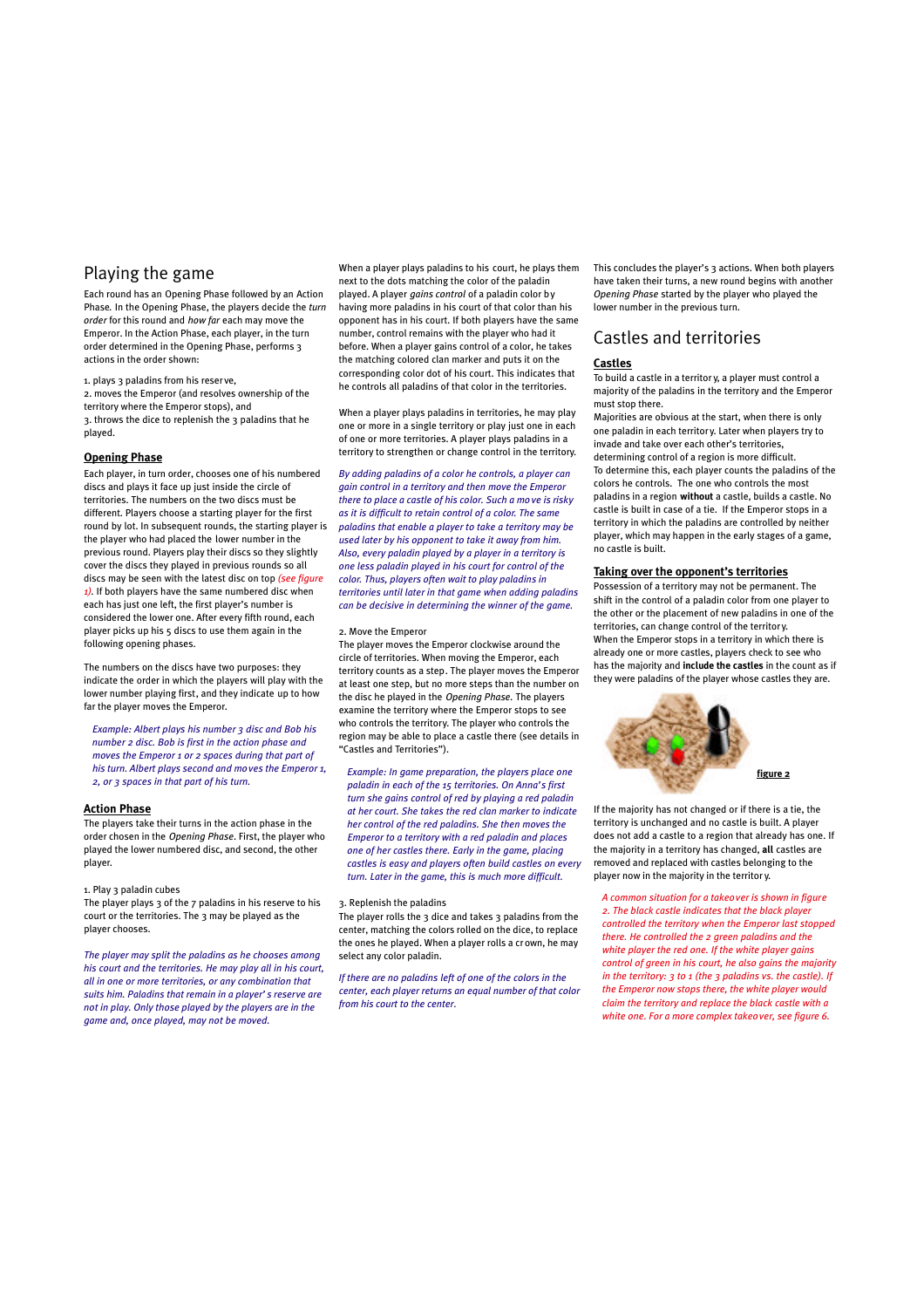# Playing the game

Each round has an Opening Phase followed by an Action Phase. In the Opening Phase, the players decide the *turn order* for this round and *how far* each may move the Emperor. In the Action Phase, each player, in the turn order determined in the Opening Phase, performs 3 actions in the order shown:

1. plays 3 paladins from his reserve,
2. moves the Emperor (and resolves ownership of the territory where the Emperor stops), and
3. throws the dice to replenish the 3 paladins that he played.

## Opening Phase

Each player, in turn order, chooses one of his numbered discs and plays it face up just inside the circle of territories. The numbers on the two discs must be different. Players choose a starting player for the first round by lot. In subsequent rounds, the starting player is the player who had placed the lower number in the previous round. Players play their discs so they slightly cover the discs they played in previous rounds so all discs may be seen with the latest disc on top *(see figure 1)*. If both players have the same numbered disc when each has just one left, the first player's number is considered the lower one. After every fifth round, each player picks up his 5 discs to use them again in the following opening phases.

The numbers on the discs have two purposes: they indicate the order in which the players will play with the lower number playing first, and they indicate up to how far the player moves the Emperor.

*Example: Albert plays his number 3 disc and Bob his number 2 disc. Bob is first in the action phase and moves the Emperor 1 or 2 spaces during that part of his turn. Albert plays second and moves the Emperor 1, 2, or 3 spaces in that part of his turn.*

## Action Phase

The players take their turns in the action phase in the order chosen in the *Opening Phase*. First, the player who played the lower numbered disc, and second, the other player.

1. Play 3 paladin cubes

The player plays 3 of the 7 paladins in his reserve to his court or the territories. The 3 may be played as the player chooses.

*The player may split the paladins as he chooses among his court and the territories. He may play all in his court, all in one or more territories, or any combination that suits him. Paladins that remain in a player's reserve are not in play. Only those played by the players are in the game and, once played, may not be moved.*

When a player plays paladins to his court, he plays them next to the dots matching the color of the paladin played. A player *gains control* of a paladin color by having more paladins in his court of that color than his opponent has in his court. If both players have the same number, control remains with the player who had it before. When a player gains control of a color, he takes the matching colored clan marker and puts it on the corresponding color dot of his court. This indicates that he controls all paladins of that color in the territories.

When a player plays paladins in territories, he may play one or more in a single territory or play just one in each of one or more territories. A player plays paladins in a territory to strengthen or change control in the territory.

*By adding paladins of a color he controls, a player can gain control in a territory and then move the Emperor there to place a castle of his color. Such a move is risky as it is difficult to retain control of a color. The same paladins that enable a player to take a territory may be used later by his opponent to take it away from him. Also, every paladin played by a player in a territory is one less paladin played in his court for control of the color. Thus, players often wait to play paladins in territories until later in that game when adding paladins can be decisive in determining the winner of the game.*

2. Move the Emperor

The player moves the Emperor clockwise around the circle of territories. When moving the Emperor, each territory counts as a step. The player moves the Emperor at least one step, but no more steps than the number on the disc he played in the *Opening Phase*. The players examine the territory where the Emperor stops to see who controls the territory. The player who controls the region may be able to place a castle there (see details in "Castles and Territories").

*Example: In game preparation, the players place one paladin in each of the 15 territories. On Anna's first turn she gains control of red by playing a red paladin at her court. She takes the red clan marker to indicate her control of the red paladins. She then moves the Emperor to a territory with a red paladin and places one of her castles there. Early in the game, placing castles is easy and players often build castles on every turn. Later in the game, this is much more difficult.*

3. Replenish the paladins

The player rolls the 3 dice and takes 3 paladins from the center, matching the colors rolled on the dice, to replace the ones he played. When a player rolls a crown, he may select any color paladin.

*If there are no paladins left of one of the colors in the center, each player returns an equal number of that color from his court to the center.*

This concludes the player's 3 actions. When both players have taken their turns, a new round begins with another *Opening Phase* started by the player who played the lower number in the previous round.

# Castles and territories

## Castles

To build a castle in a territory, a player must control a majority of the paladins in the territory and the Emperor must stop there.

Majorities are obvious at the start, when there is only one paladin in each territory. Later when players try to invade and take over each other's territories, determining control of a region is more difficult.

To determine this, each player counts the paladins of the colors he controls. The one who controls the most paladins in a region **without** a castle, builds a castle. No castle is built in case of a tie. If the Emperor stops in a territory in which the paladins are controlled by neither player, which may happen in the early stages of a game, no castle is built.

## Taking over the opponent's territories

Possession of a territory may not be permanent. The shift in the control of a paladin color from one player to the other or the placement of new paladins in one of the territories, can change control of the territory.

When the Emperor stops in a territory in which there is already one or more castles, players check to see who has the majority and **include the castles** in the count as if they were paladins of the player whose castles they are.

**figure 2**

If the majority has not changed or if there is a tie, the territory is unchanged and no castle is built. A player does not add a castle to a region that already has one. If the majority in a territory has changed, **all** castles are removed and replaced with castles belonging to the player now in the majority in the territory.

*A common situation for a takeover is shown in figure 2. The black castle indicates that the black player controlled the territory when the Emperor last stopped there. He controlled the 2 green paladins and the white player the red one. If the white player gains control of green in his court, he also gains the majority in the territory: 3 to 1 (the 3 paladins vs. the castle). If the Emperor now stops there, the white player would claim the territory and replace the black castle with a white one. For a more complex takeover, see figure 6.*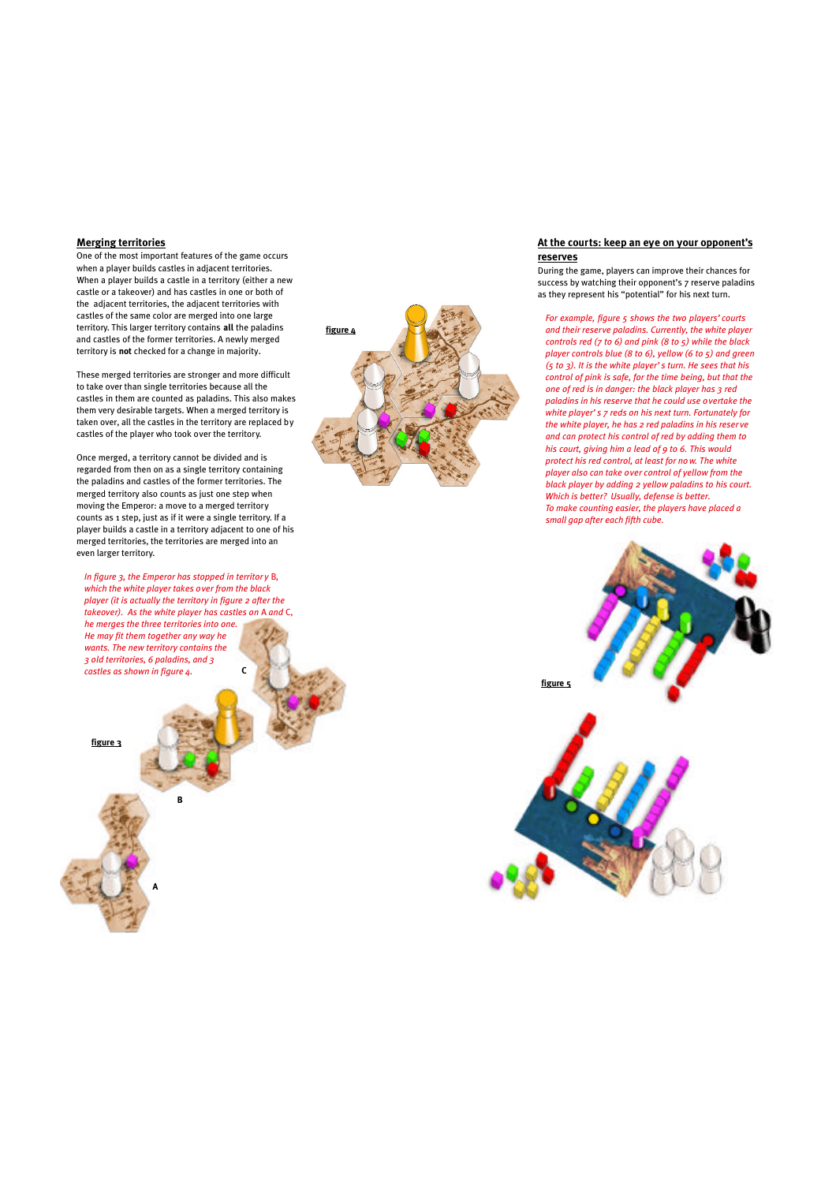## Merging territories

One of the most important features of the game occurs when a player builds castles in adjacent territories. When a player builds a castle in a territory (either a new castle or a takeover) and has castles in one or both of the adjacent territories, the adjacent territories with castles of the same color are merged into one large territory. This larger territory contains **all** the paladins and castles of the former territories. A newly merged territory is **not** checked for a change in majority.

These merged territories are stronger and more difficult to take over than single territories because all the castles in them are counted as paladins. This also makes them very desirable targets. When a merged territory is taken over, all the castles in the territory are replaced by castles of the player who took over the territory.

Once merged, a territory cannot be divided and is regarded from then on as a single territory containing the paladins and castles of the former territories. The merged territory also counts as just one step when moving the Emperor: a move to a merged territory counts as 1 step, just as if it were a single territory. If a player builds a castle in a territory adjacent to one of his merged territories, the territories are merged into an even larger territory.

*In figure 3, the Emperor has stopped in territory B, which the white player takes over from the black player (it is actually the territory in figure 2 after the takeover). As the white player has castles on A and C, he merges the three territories into one. He may fit them together any way he wants. The new territory contains the 3 old territories, 6 paladins, and 3 castles as shown in figure 4.*

figure 3

A

B

C

figure 4

## At the courts: keep an eye on your opponent's reserves

During the game, players can improve their chances for success by watching their opponent's 7 reserve paladins as they represent his "potential" for his next turn.

*For example, figure 5 shows the two players' courts and their reserve paladins. Currently, the white player controls red (7 to 6) and pink (8 to 5) while the black player controls blue (8 to 6), yellow (6 to 5) and green (5 to 3). It is the white player's turn. He sees that his control of pink is safe, for the time being, but that the one of red is in danger: the black player has 3 red paladins in his reserve that he could use overtake the white player's 7 reds on his next turn. Fortunately for the white player, he has 2 red paladins in his reserve and can protect his control of red by adding them to his court, giving him a lead of 9 to 6. This would protect his red control, at least for now. The white player also can take over control of yellow from the black player by adding 2 yellow paladins to his court. Which is better? Usually, defense is better.*

*To make counting easier, the players have placed a small gap after each fifth cube.*

figure 5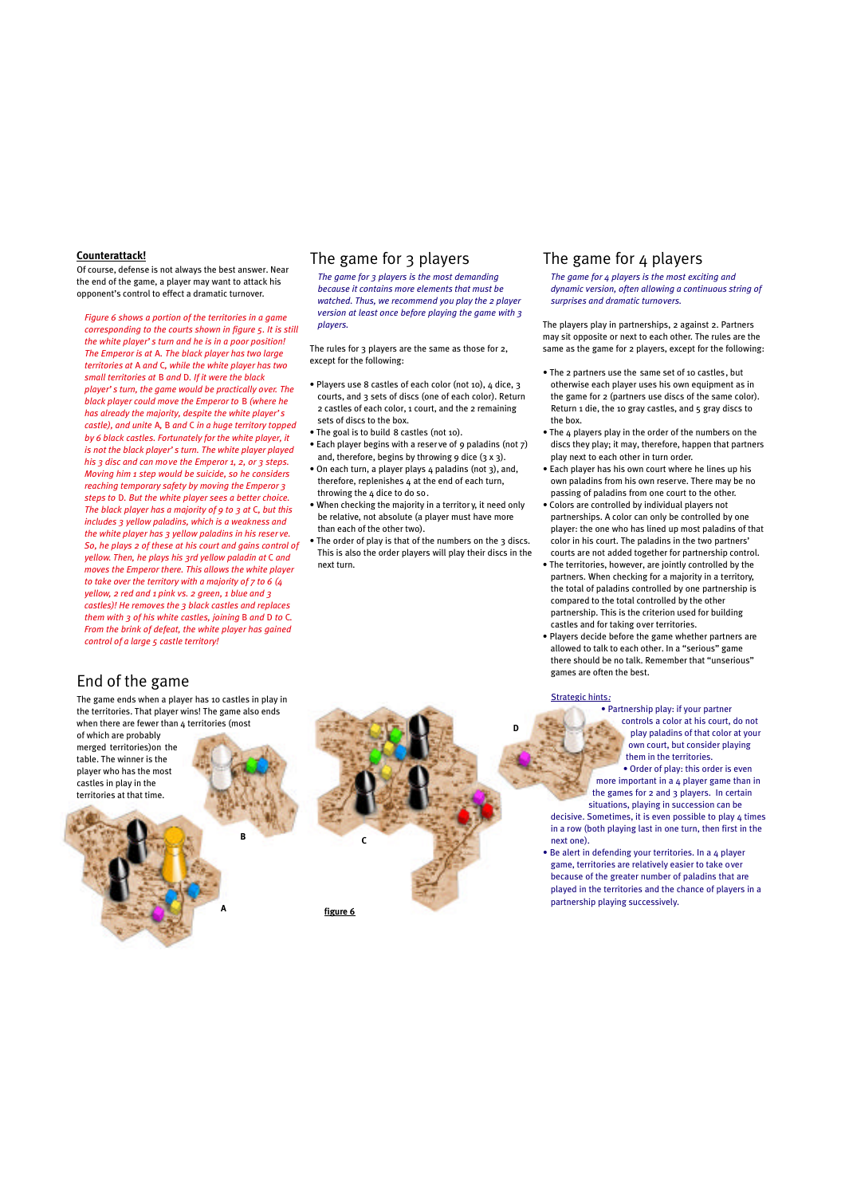**Counterattack!**

Of course, defense is not always the best answer. Near the end of the game, a player may want to attack his opponent's control to effect a dramatic turnover.

*Figure 6 shows a portion of the territories in a game corresponding to the courts shown in figure 5. It is still the white player's turn and he is in a poor position! The Emperor is at A. The black player has two large territories at A and C, while the white player has two small territories at B and D. If it were the black player's turn, the game would be practically over. The black player could move the Emperor to B (where he has already the majority, despite the white player's castle), and unite A, B and C in a huge territory topped by 6 black castles. Fortunately for the white player, it is not the black player's turn. The white player played his 3 disc and can move the Emperor 1, 2, or 3 steps. Moving him 1 step would be suicide, so he considers reaching temporary safety by moving the Emperor 3 steps to D. But the white player sees a better choice. The black player has a majority of 9 to 3 at C, but this includes 3 yellow paladins, which is a weakness and the white player has 3 yellow paladins in his reserve. So, he plays 2 of these at his court and gains control of yellow. Then, he plays his 3rd yellow paladin at C and moves the Emperor there. This allows the white player to take over the territory with a majority of 7 to 6 (4 yellow, 2 red and 1 pink vs. 2 green, 1 blue and 3 castles)! He removes the 3 black castles and replaces them with 3 of his white castles, joining B and D to C. From the brink of defeat, the white player has gained control of a large 5 castle territory!*

## End of the game

The game ends when a player has 10 castles in play in the territories. That player wins! The game also ends when there are fewer than 4 territories (most of which are probably merged territories)on the table. The winner is the player who has the most castles in play in the territories at that time.

A

B

C

D

figure 6

## The game for 3 players

*The game for 3 players is the most demanding because it contains more elements that must be watched. Thus, we recommend you play the 2 player version at least once before playing the game with 3 players.*

The rules for 3 players are the same as those for 2, except for the following:

- Players use 8 castles of each color (not 10), 4 dice, 3 courts, and 3 sets of discs (one of each color). Return 2 castles of each color, 1 court, and the 2 remaining sets of discs to the box.
- The goal is to build 8 castles (not 10).
- Each player begins with a reserve of 9 paladins (not 7) and, therefore, begins by throwing 9 dice (3 x 3).
- On each turn, a player plays 4 paladins (not 3), and, therefore, replenishes 4 at the end of each turn, throwing the 4 dice to do so.
- When checking the majority in a territory, it need only be relative, not absolute (a player must have more than each of the other two).
- The order of play is that of the numbers on the 3 discs. This is also the order players will play their discs in the next turn.

## The game for 4 players

*The game for 4 players is the most exciting and dynamic version, often allowing a continuous string of surprises and dramatic turnovers.*

The players play in partnerships, 2 against 2. Partners may sit opposite or next to each other. The rules are the same as the game for 2 players, except for the following:

- The 2 partners use the same set of 10 castles, but otherwise each player uses his own equipment as in the game for 2 (partners use discs of the same color). Return 1 die, the 10 gray castles, and 5 gray discs to the box.
- The 4 players play in the order of the numbers on the discs they play; it may, therefore, happen that partners play next to each other in turn order.
- Each player has his own court where he lines up his own paladins from his own reserve. There may be no passing of paladins from one court to the other.
- Colors are controlled by individual players not partnerships. A color can only be controlled by one player: the one who has lined up most paladins of that color in his court. The paladins in the two partners' courts are not added together for partnership control.
- The territories, however, are jointly controlled by the partners. When checking for a majority in a territory, the total of paladins controlled by one partnership is compared to the total controlled by the other partnership. This is the criterion used for building castles and for taking over territories.
- Players decide before the game whether partners are allowed to talk to each other. In a "serious" game there should be no talk. Remember that "unserious" games are often the best.

Strategic hints:

- Partnership play: if your partner controls a color at his court, do not play paladins of that color at your own court, but consider playing them in the territories.
- Order of play: this order is even more important in a 4 player game than in the games for 2 and 3 players. In certain situations, playing in succession can be decisive. Sometimes, it is even possible to play 4 times in a row (both playing last in one turn, then first in the next one).
- Be alert in defending your territories. In a 4 player game, territories are relatively easier to take over because of the greater number of paladins that are played in the territories and the chance of players in a partnership playing successively.